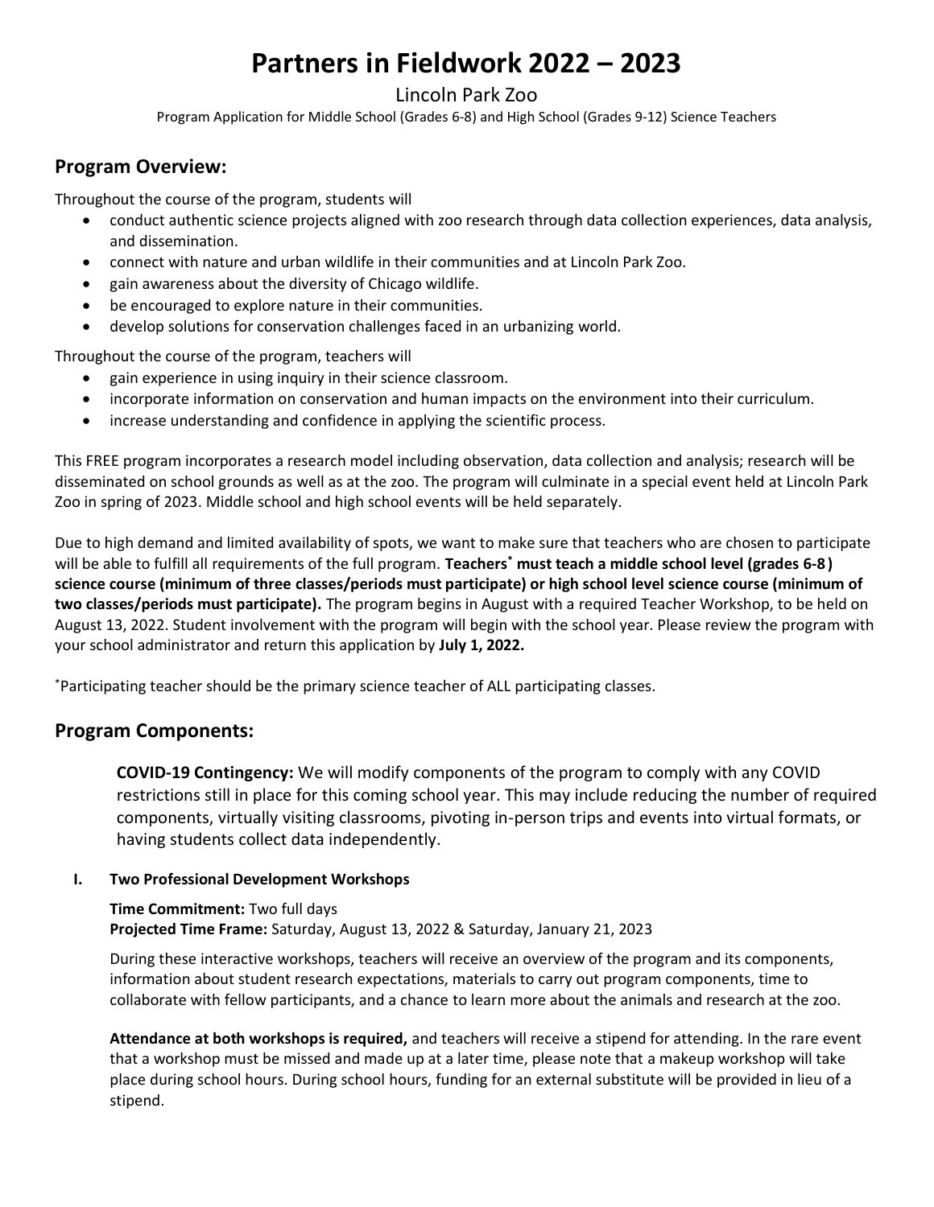# Partners in Fieldwork 2022 – 2023

Lincoln Park Zoo

Program Application for Middle School (Grades 6-8) and High School (Grades 9-12) Science Teachers

## Program Overview:

Throughout the course of the program, students will

- conduct authentic science projects aligned with zoo research through data collection experiences, data analysis, and dissemination.
- connect with nature and urban wildlife in their communities and at Lincoln Park Zoo.
- gain awareness about the diversity of Chicago wildlife.
- be encouraged to explore nature in their communities.
- develop solutions for conservation challenges faced in an urbanizing world.

Throughout the course of the program, teachers will

- gain experience in using inquiry in their science classroom.
- incorporate information on conservation and human impacts on the environment into their curriculum.
- increase understanding and confidence in applying the scientific process.

This FREE program incorporates a research model including observation, data collection and analysis; research will be disseminated on school grounds as well as at the zoo. The program will culminate in a special event held at Lincoln Park Zoo in spring of 2023. Middle school and high school events will be held separately.

Due to high demand and limited availability of spots, we want to make sure that teachers who are chosen to participate will be able to fulfill all requirements of the full program. **Teachers* must teach a middle school level (grades 6-8) science course (minimum of three classes/periods must participate) or high school level science course (minimum of two classes/periods must participate).** The program begins in August with a required Teacher Workshop, to be held on August 13, 2022. Student involvement with the program will begin with the school year. Please review the program with your school administrator and return this application by **July 1, 2022.**

*Participating teacher should be the primary science teacher of ALL participating classes.

## Program Components:

**COVID-19 Contingency:** We will modify components of the program to comply with any COVID restrictions still in place for this coming school year. This may include reducing the number of required components, virtually visiting classrooms, pivoting in-person trips and events into virtual formats, or having students collect data independently.

### I. Two Professional Development Workshops

**Time Commitment:** Two full days
**Projected Time Frame:** Saturday, August 13, 2022 & Saturday, January 21, 2023

During these interactive workshops, teachers will receive an overview of the program and its components, information about student research expectations, materials to carry out program components, time to collaborate with fellow participants, and a chance to learn more about the animals and research at the zoo.

**Attendance at both workshops is required,** and teachers will receive a stipend for attending. In the rare event that a workshop must be missed and made up at a later time, please note that a makeup workshop will take place during school hours. During school hours, funding for an external substitute will be provided in lieu of a stipend.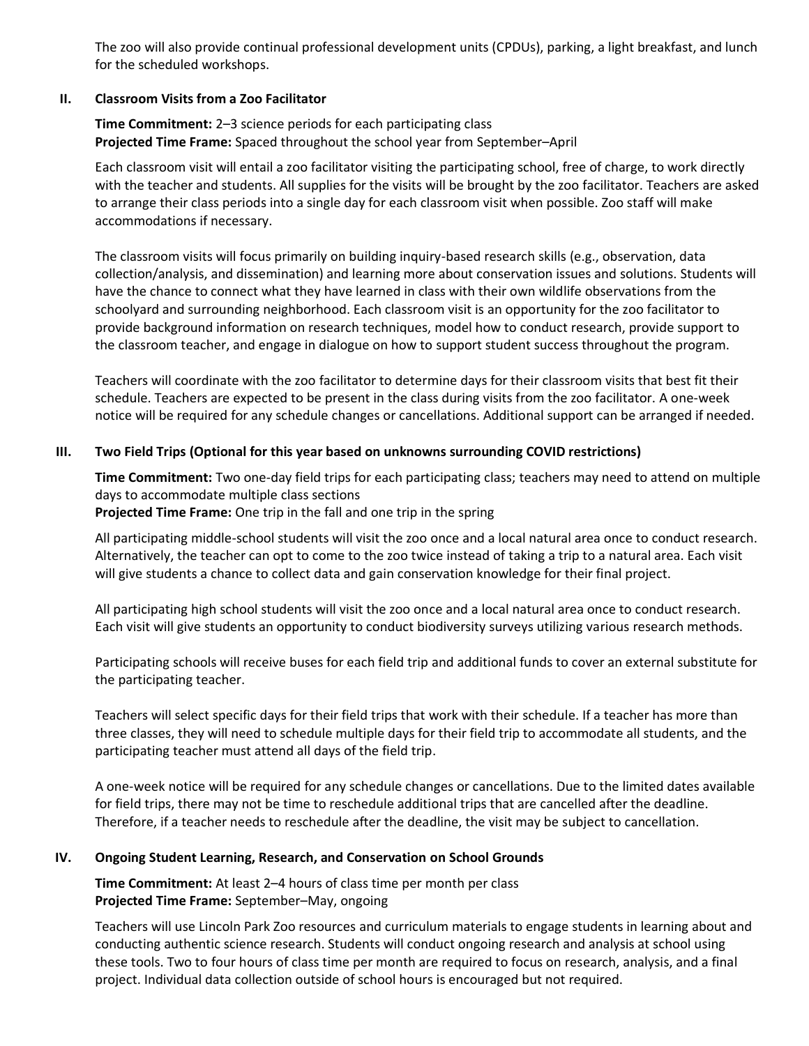The zoo will also provide continual professional development units (CPDUs), parking, a light breakfast, and lunch for the scheduled workshops.

## II. Classroom Visits from a Zoo Facilitator

**Time Commitment:** 2–3 science periods for each participating class
**Projected Time Frame:** Spaced throughout the school year from September–April

Each classroom visit will entail a zoo facilitator visiting the participating school, free of charge, to work directly with the teacher and students. All supplies for the visits will be brought by the zoo facilitator. Teachers are asked to arrange their class periods into a single day for each classroom visit when possible. Zoo staff will make accommodations if necessary.

The classroom visits will focus primarily on building inquiry-based research skills (e.g., observation, data collection/analysis, and dissemination) and learning more about conservation issues and solutions. Students will have the chance to connect what they have learned in class with their own wildlife observations from the schoolyard and surrounding neighborhood. Each classroom visit is an opportunity for the zoo facilitator to provide background information on research techniques, model how to conduct research, provide support to the classroom teacher, and engage in dialogue on how to support student success throughout the program.

Teachers will coordinate with the zoo facilitator to determine days for their classroom visits that best fit their schedule. Teachers are expected to be present in the class during visits from the zoo facilitator. A one-week notice will be required for any schedule changes or cancellations. Additional support can be arranged if needed.

## III. Two Field Trips (Optional for this year based on unknowns surrounding COVID restrictions)

**Time Commitment:** Two one-day field trips for each participating class; teachers may need to attend on multiple days to accommodate multiple class sections
**Projected Time Frame:** One trip in the fall and one trip in the spring

All participating middle-school students will visit the zoo once and a local natural area once to conduct research. Alternatively, the teacher can opt to come to the zoo twice instead of taking a trip to a natural area. Each visit will give students a chance to collect data and gain conservation knowledge for their final project.

All participating high school students will visit the zoo once and a local natural area once to conduct research. Each visit will give students an opportunity to conduct biodiversity surveys utilizing various research methods.

Participating schools will receive buses for each field trip and additional funds to cover an external substitute for the participating teacher.

Teachers will select specific days for their field trips that work with their schedule. If a teacher has more than three classes, they will need to schedule multiple days for their field trip to accommodate all students, and the participating teacher must attend all days of the field trip.

A one-week notice will be required for any schedule changes or cancellations. Due to the limited dates available for field trips, there may not be time to reschedule additional trips that are cancelled after the deadline. Therefore, if a teacher needs to reschedule after the deadline, the visit may be subject to cancellation.

## IV. Ongoing Student Learning, Research, and Conservation on School Grounds

**Time Commitment:** At least 2–4 hours of class time per month per class
**Projected Time Frame:** September–May, ongoing

Teachers will use Lincoln Park Zoo resources and curriculum materials to engage students in learning about and conducting authentic science research. Students will conduct ongoing research and analysis at school using these tools. Two to four hours of class time per month are required to focus on research, analysis, and a final project. Individual data collection outside of school hours is encouraged but not required.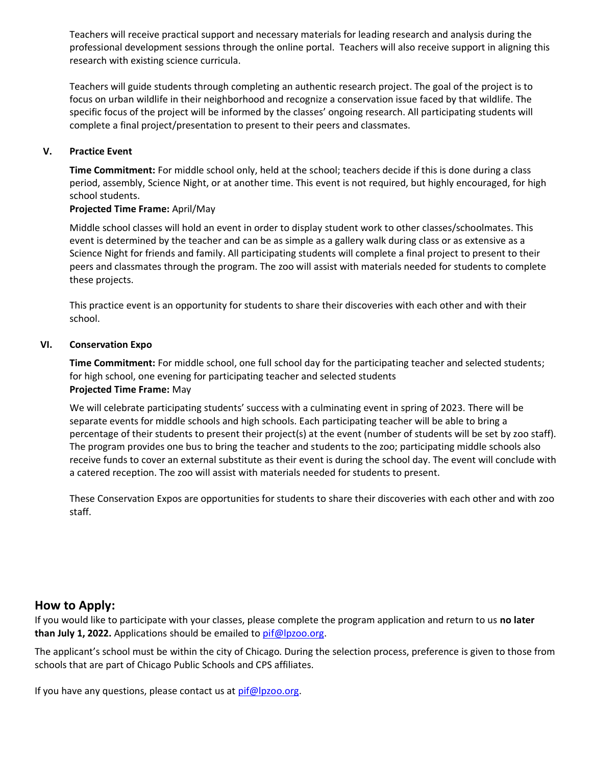Teachers will receive practical support and necessary materials for leading research and analysis during the professional development sessions through the online portal. Teachers will also receive support in aligning this research with existing science curricula.

Teachers will guide students through completing an authentic research project. The goal of the project is to focus on urban wildlife in their neighborhood and recognize a conservation issue faced by that wildlife. The specific focus of the project will be informed by the classes' ongoing research. All participating students will complete a final project/presentation to present to their peers and classmates.

### V. Practice Event

**Time Commitment:** For middle school only, held at the school; teachers decide if this is done during a class period, assembly, Science Night, or at another time. This event is not required, but highly encouraged, for high school students.
**Projected Time Frame:** April/May

Middle school classes will hold an event in order to display student work to other classes/schoolmates. This event is determined by the teacher and can be as simple as a gallery walk during class or as extensive as a Science Night for friends and family. All participating students will complete a final project to present to their peers and classmates through the program. The zoo will assist with materials needed for students to complete these projects.

This practice event is an opportunity for students to share their discoveries with each other and with their school.

### VI. Conservation Expo

**Time Commitment:** For middle school, one full school day for the participating teacher and selected students; for high school, one evening for participating teacher and selected students
**Projected Time Frame:** May

We will celebrate participating students' success with a culminating event in spring of 2023. There will be separate events for middle schools and high schools. Each participating teacher will be able to bring a percentage of their students to present their project(s) at the event (number of students will be set by zoo staff). The program provides one bus to bring the teacher and students to the zoo; participating middle schools also receive funds to cover an external substitute as their event is during the school day. The event will conclude with a catered reception. The zoo will assist with materials needed for students to present.

These Conservation Expos are opportunities for students to share their discoveries with each other and with zoo staff.

## How to Apply:

If you would like to participate with your classes, please complete the program application and return to us **no later than July 1, 2022.** Applications should be emailed to pif@lpzoo.org.

The applicant's school must be within the city of Chicago. During the selection process, preference is given to those from schools that are part of Chicago Public Schools and CPS affiliates.

If you have any questions, please contact us at pif@lpzoo.org.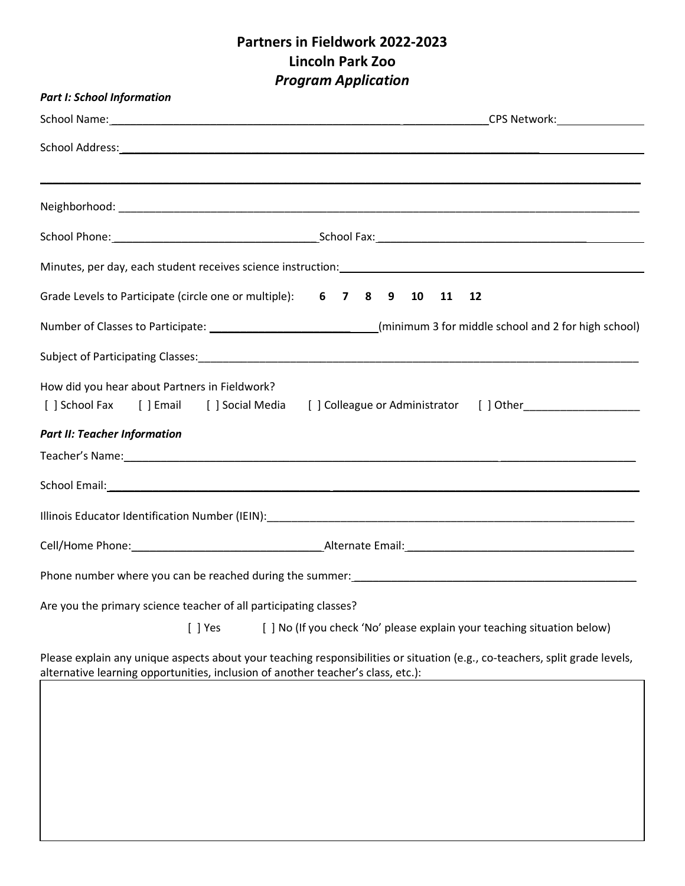# Partners in Fieldwork 2022-2023
# Lincoln Park Zoo
## *Program Application*

***Part I: School Information***

School Name:______________________________________________________________CPS Network:______________

School Address:____________________________________________________________________________________

_______________________________________________________________________________________________

Neighborhood: _____________________________________________________________________________________

School Phone:___________________________________School Fax:_______________________________________

Minutes, per day, each student receives science instruction:___________________________________________

Grade Levels to Participate (circle one or multiple): **6 7 8 9 10 11 12**

Number of Classes to Participate: ____________________________(minimum 3 for middle school and 2 for high school)

Subject of Participating Classes:____________________________________________________________________

How did you hear about Partners in Fieldwork?

[ ] School Fax [ ] Email [ ] Social Media [ ] Colleague or Administrator [ ] Other___________________

***Part II: Teacher Information***

Teacher's Name:____________________________________________________________________________

School Email:_______________________________________________________________________________

Illinois Educator Identification Number (IEIN):_________________________________________________

Cell/Home Phone:________________________________Alternate Email:_____________________________________

Phone number where you can be reached during the summer:__________________________________________

Are you the primary science teacher of all participating classes?

[ ] Yes [ ] No (If you check 'No' please explain your teaching situation below)

Please explain any unique aspects about your teaching responsibilities or situation (e.g., co-teachers, split grade levels, alternative learning opportunities, inclusion of another teacher's class, etc.):

|  |
| --- |
|  |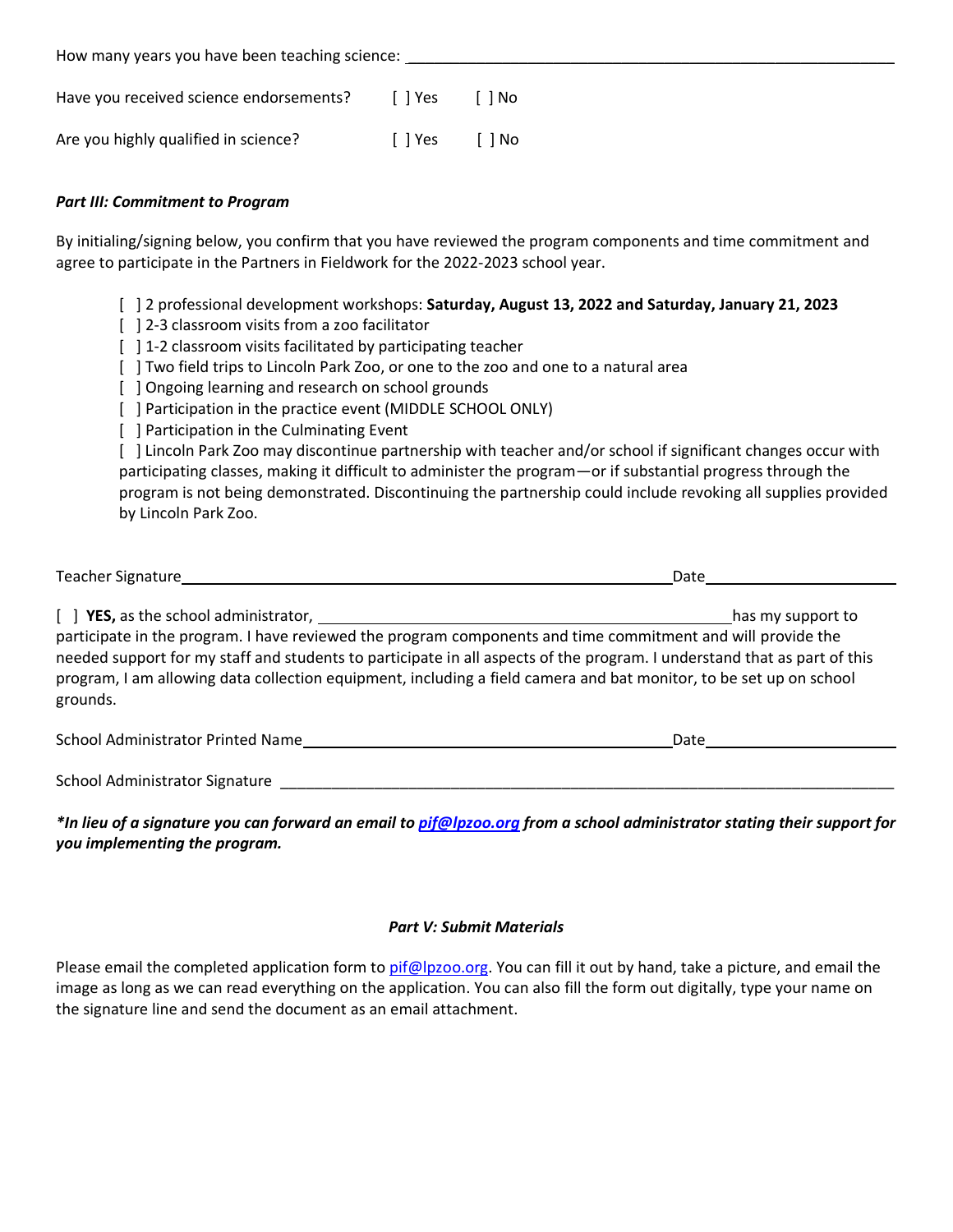How many years you have been teaching science: ______________________________________________

Have you received science endorsements? [ ] Yes [ ] No

Are you highly qualified in science? [ ] Yes [ ] No

***Part III: Commitment to Program***

By initialing/signing below, you confirm that you have reviewed the program components and time commitment and agree to participate in the Partners in Fieldwork for the 2022-2023 school year.

[ ] 2 professional development workshops: **Saturday, August 13, 2022 and Saturday, January 21, 2023**
[ ] 2-3 classroom visits from a zoo facilitator
[ ] 1-2 classroom visits facilitated by participating teacher
[ ] Two field trips to Lincoln Park Zoo, or one to the zoo and one to a natural area
[ ] Ongoing learning and research on school grounds
[ ] Participation in the practice event (MIDDLE SCHOOL ONLY)
[ ] Participation in the Culminating Event
[ ] Lincoln Park Zoo may discontinue partnership with teacher and/or school if significant changes occur with participating classes, making it difficult to administer the program—or if substantial progress through the program is not being demonstrated. Discontinuing the partnership could include revoking all supplies provided by Lincoln Park Zoo.

Teacher Signature______________________________________________ Date__________________

[ ] **YES,** as the school administrator, ____________________________________ has my support to participate in the program. I have reviewed the program components and time commitment and will provide the needed support for my staff and students to participate in all aspects of the program. I understand that as part of this program, I am allowing data collection equipment, including a field camera and bat monitor, to be set up on school grounds.

School Administrator Printed Name__________________________________ Date__________________

School Administrator Signature ______________________________________________________

***\*In lieu of a signature you can forward an email to pif@lpzoo.org from a school administrator stating their support for you implementing the program.***

***Part V: Submit Materials***

Please email the completed application form to pif@lpzoo.org. You can fill it out by hand, take a picture, and email the image as long as we can read everything on the application. You can also fill the form out digitally, type your name on the signature line and send the document as an email attachment.